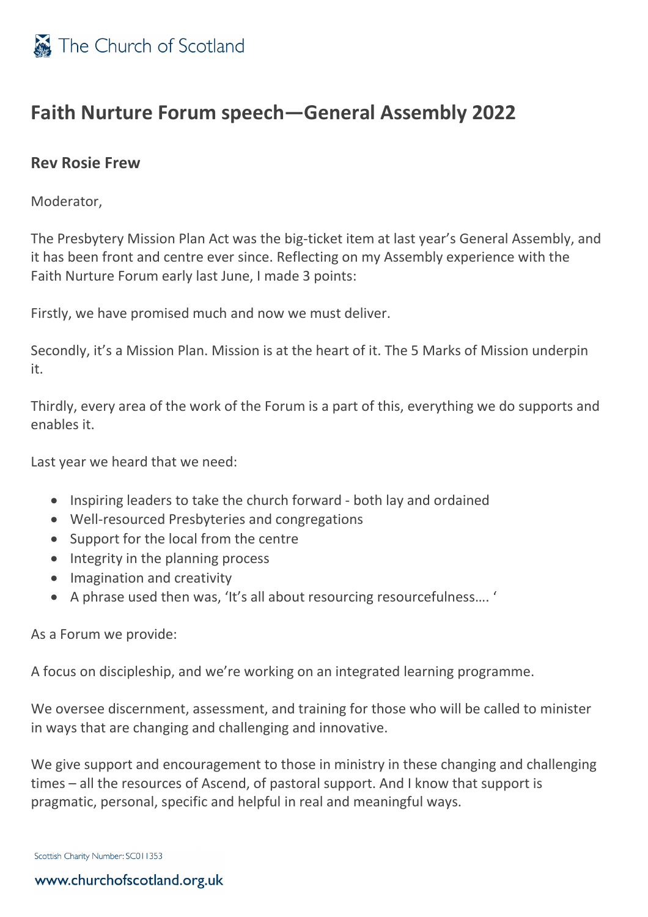# Faith Nurture Forum speech—General Assembly 2022

## Rev Rosie Frew

Moderator,

The Presbytery Mission Plan Act was the big-ticket item at last year's General Assembly, and it has been front and centre ever since. Reflecting on my Assembly experience with the Faith Nurture Forum early last June, I made 3 points:

Firstly, we have promised much and now we must deliver.

Secondly, it's a Mission Plan. Mission is at the heart of it. The 5 Marks of Mission underpin it.

Thirdly, every area of the work of the Forum is a part of this, everything we do supports and enables it.

Last year we heard that we need:

- Inspiring leaders to take the church forward - both lay and ordained
- Well-resourced Presbyteries and congregations
- Support for the local from the centre
- Integrity in the planning process
- Imagination and creativity
- A phrase used then was, 'It's all about resourcing resourcefulness…. '

As a Forum we provide:

A focus on discipleship, and we're working on an integrated learning programme.

We oversee discernment, assessment, and training for those who will be called to minister in ways that are changing and challenging and innovative.

We give support and encouragement to those in ministry in these changing and challenging times – all the resources of Ascend, of pastoral support. And I know that support is pragmatic, personal, specific and helpful in real and meaningful ways.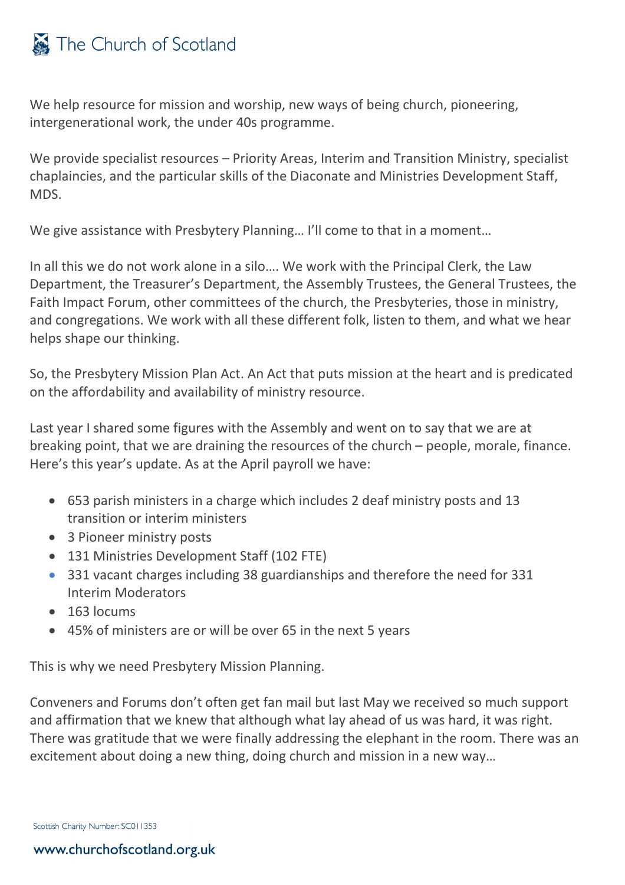We help resource for mission and worship, new ways of being church, pioneering, intergenerational work, the under 40s programme.

We provide specialist resources – Priority Areas, Interim and Transition Ministry, specialist chaplaincies, and the particular skills of the Diaconate and Ministries Development Staff, MDS.

We give assistance with Presbytery Planning… I'll come to that in a moment…

In all this we do not work alone in a silo…. We work with the Principal Clerk, the Law Department, the Treasurer's Department, the Assembly Trustees, the General Trustees, the Faith Impact Forum, other committees of the church, the Presbyteries, those in ministry, and congregations. We work with all these different folk, listen to them, and what we hear helps shape our thinking.

So, the Presbytery Mission Plan Act. An Act that puts mission at the heart and is predicated on the affordability and availability of ministry resource.

Last year I shared some figures with the Assembly and went on to say that we are at breaking point, that we are draining the resources of the church – people, morale, finance. Here's this year's update. As at the April payroll we have:

- 653 parish ministers in a charge which includes 2 deaf ministry posts and 13 transition or interim ministers
- 3 Pioneer ministry posts
- 131 Ministries Development Staff (102 FTE)
- 331 vacant charges including 38 guardianships and therefore the need for 331 Interim Moderators
- 163 locums
- 45% of ministers are or will be over 65 in the next 5 years

This is why we need Presbytery Mission Planning.

Conveners and Forums don't often get fan mail but last May we received so much support and affirmation that we knew that although what lay ahead of us was hard, it was right. There was gratitude that we were finally addressing the elephant in the room. There was an excitement about doing a new thing, doing church and mission in a new way…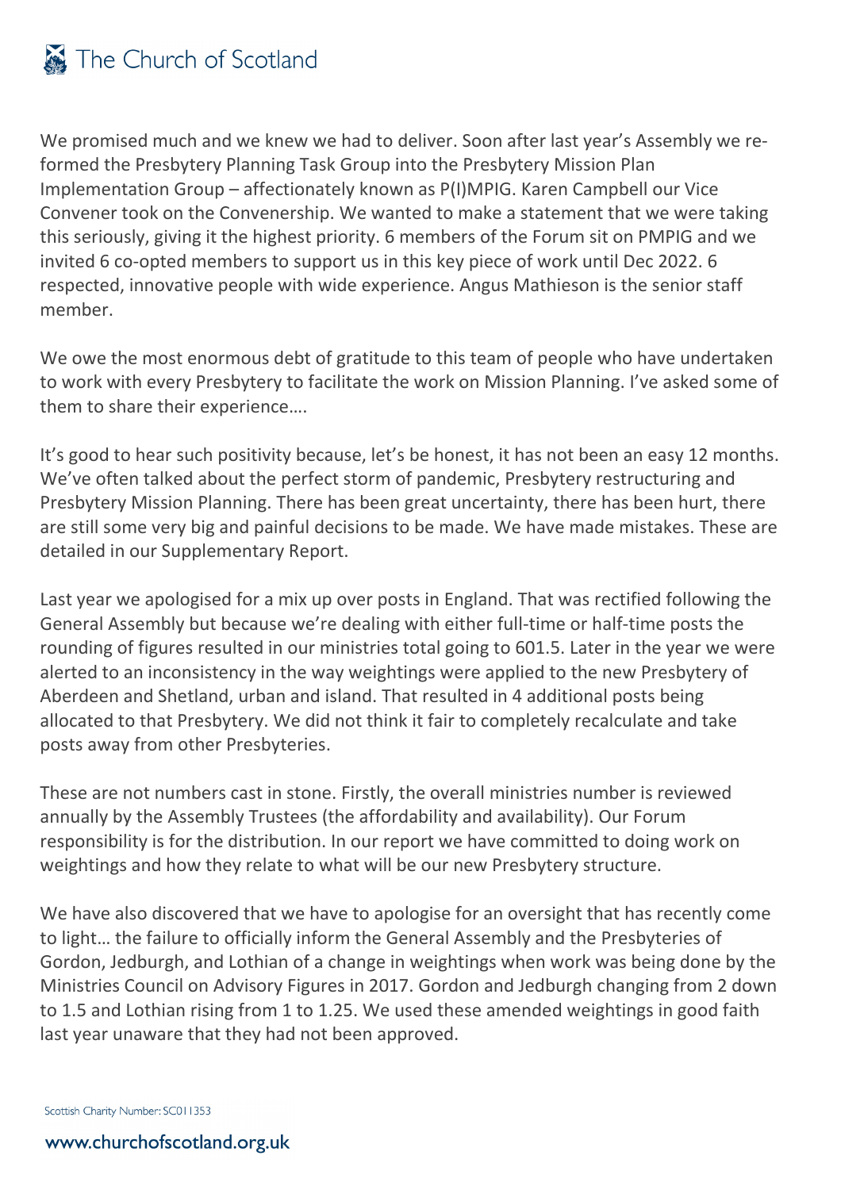We promised much and we knew we had to deliver. Soon after last year's Assembly we re-formed the Presbytery Planning Task Group into the Presbytery Mission Plan Implementation Group – affectionately known as P(I)MPIG. Karen Campbell our Vice Convener took on the Convenership. We wanted to make a statement that we were taking this seriously, giving it the highest priority. 6 members of the Forum sit on PMPIG and we invited 6 co-opted members to support us in this key piece of work until Dec 2022. 6 respected, innovative people with wide experience. Angus Mathieson is the senior staff member.

We owe the most enormous debt of gratitude to this team of people who have undertaken to work with every Presbytery to facilitate the work on Mission Planning. I've asked some of them to share their experience….

It's good to hear such positivity because, let's be honest, it has not been an easy 12 months. We've often talked about the perfect storm of pandemic, Presbytery restructuring and Presbytery Mission Planning. There has been great uncertainty, there has been hurt, there are still some very big and painful decisions to be made. We have made mistakes. These are detailed in our Supplementary Report.

Last year we apologised for a mix up over posts in England. That was rectified following the General Assembly but because we're dealing with either full-time or half-time posts the rounding of figures resulted in our ministries total going to 601.5. Later in the year we were alerted to an inconsistency in the way weightings were applied to the new Presbytery of Aberdeen and Shetland, urban and island. That resulted in 4 additional posts being allocated to that Presbytery. We did not think it fair to completely recalculate and take posts away from other Presbyteries.

These are not numbers cast in stone. Firstly, the overall ministries number is reviewed annually by the Assembly Trustees (the affordability and availability). Our Forum responsibility is for the distribution. In our report we have committed to doing work on weightings and how they relate to what will be our new Presbytery structure.

We have also discovered that we have to apologise for an oversight that has recently come to light… the failure to officially inform the General Assembly and the Presbyteries of Gordon, Jedburgh, and Lothian of a change in weightings when work was being done by the Ministries Council on Advisory Figures in 2017. Gordon and Jedburgh changing from 2 down to 1.5 and Lothian rising from 1 to 1.25. We used these amended weightings in good faith last year unaware that they had not been approved.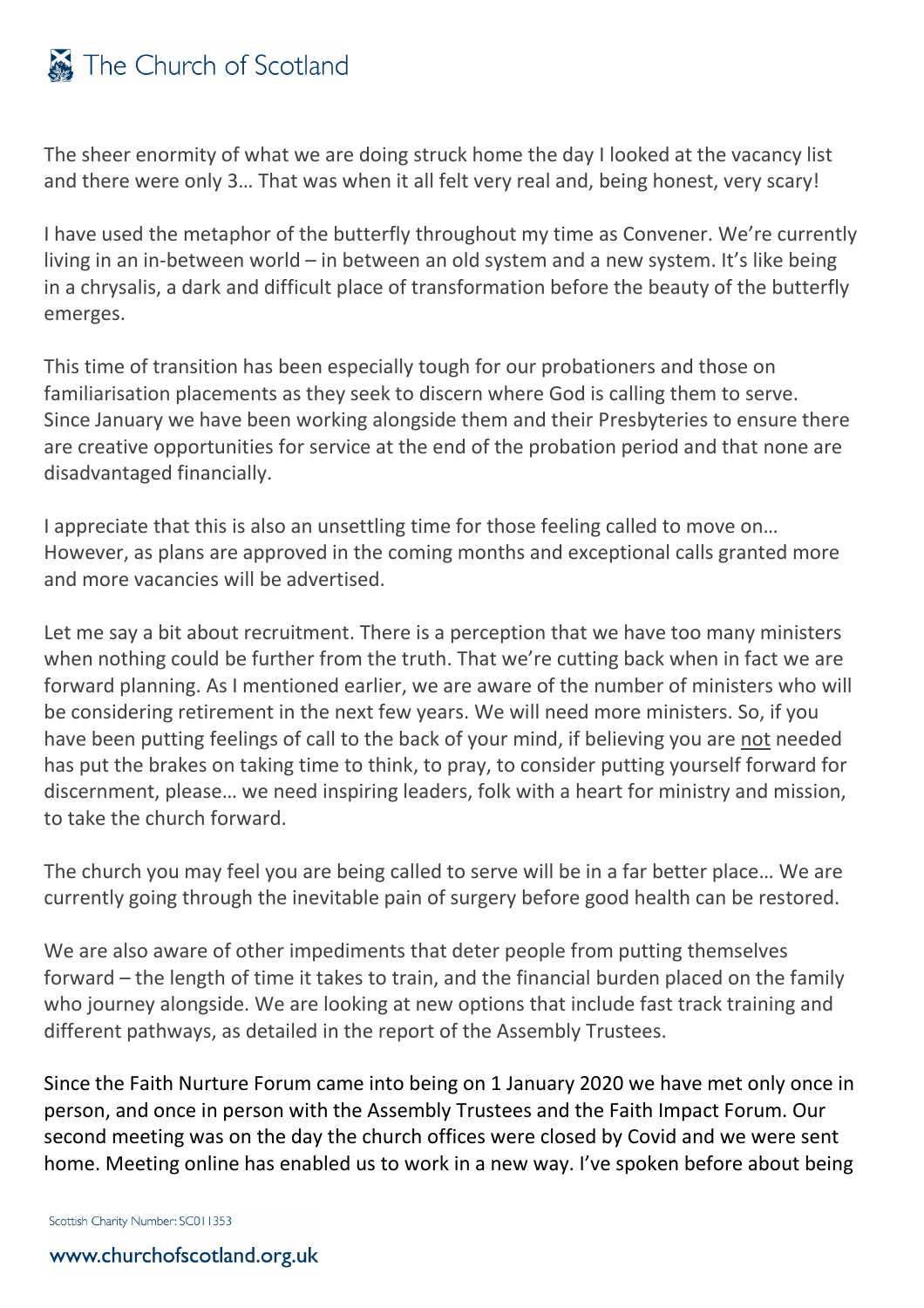The sheer enormity of what we are doing struck home the day I looked at the vacancy list and there were only 3… That was when it all felt very real and, being honest, very scary!

I have used the metaphor of the butterfly throughout my time as Convener. We're currently living in an in-between world – in between an old system and a new system. It's like being in a chrysalis, a dark and difficult place of transformation before the beauty of the butterfly emerges.

This time of transition has been especially tough for our probationers and those on familiarisation placements as they seek to discern where God is calling them to serve. Since January we have been working alongside them and their Presbyteries to ensure there are creative opportunities for service at the end of the probation period and that none are disadvantaged financially.

I appreciate that this is also an unsettling time for those feeling called to move on… However, as plans are approved in the coming months and exceptional calls granted more and more vacancies will be advertised.

Let me say a bit about recruitment. There is a perception that we have too many ministers when nothing could be further from the truth. That we're cutting back when in fact we are forward planning. As I mentioned earlier, we are aware of the number of ministers who will be considering retirement in the next few years. We will need more ministers. So, if you have been putting feelings of call to the back of your mind, if believing you are <u>not</u> needed has put the brakes on taking time to think, to pray, to consider putting yourself forward for discernment, please… we need inspiring leaders, folk with a heart for ministry and mission, to take the church forward.

The church you may feel you are being called to serve will be in a far better place… We are currently going through the inevitable pain of surgery before good health can be restored.

We are also aware of other impediments that deter people from putting themselves forward – the length of time it takes to train, and the financial burden placed on the family who journey alongside. We are looking at new options that include fast track training and different pathways, as detailed in the report of the Assembly Trustees.

Since the Faith Nurture Forum came into being on 1 January 2020 we have met only once in person, and once in person with the Assembly Trustees and the Faith Impact Forum. Our second meeting was on the day the church offices were closed by Covid and we were sent home. Meeting online has enabled us to work in a new way. I've spoken before about being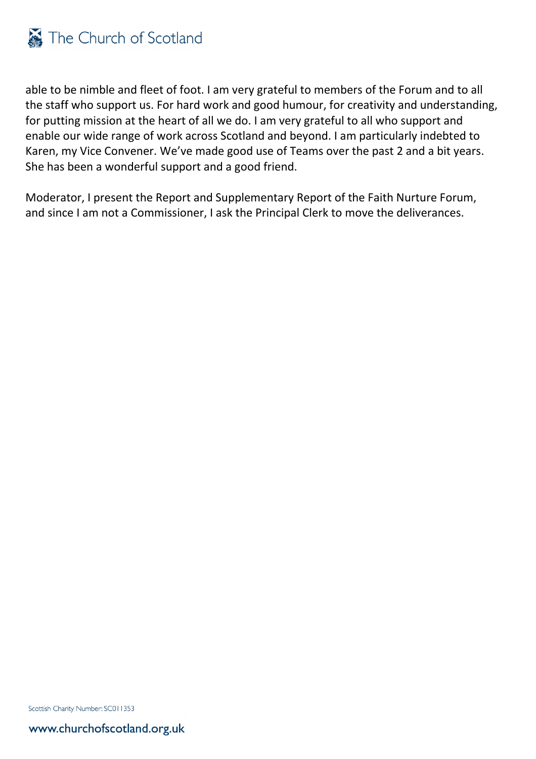able to be nimble and fleet of foot. I am very grateful to members of the Forum and to all the staff who support us. For hard work and good humour, for creativity and understanding, for putting mission at the heart of all we do. I am very grateful to all who support and enable our wide range of work across Scotland and beyond. I am particularly indebted to Karen, my Vice Convener. We've made good use of Teams over the past 2 and a bit years. She has been a wonderful support and a good friend.

Moderator, I present the Report and Supplementary Report of the Faith Nurture Forum, and since I am not a Commissioner, I ask the Principal Clerk to move the deliverances.